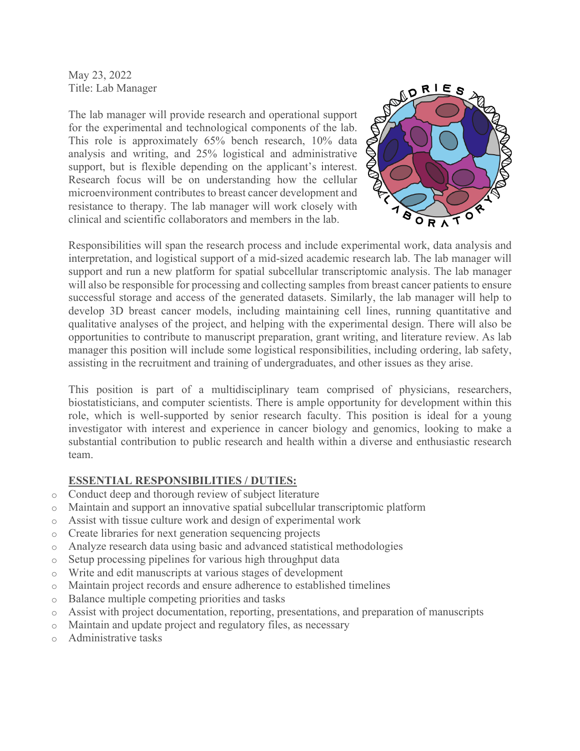May 23, 2022
Title: Lab Manager

The lab manager will provide research and operational support for the experimental and technological components of the lab. This role is approximately 65% bench research, 10% data analysis and writing, and 25% logistical and administrative support, but is flexible depending on the applicant's interest. Research focus will be on understanding how the cellular microenvironment contributes to breast cancer development and resistance to therapy. The lab manager will work closely with clinical and scientific collaborators and members in the lab.

Responsibilities will span the research process and include experimental work, data analysis and interpretation, and logistical support of a mid-sized academic research lab. The lab manager will support and run a new platform for spatial subcellular transcriptomic analysis. The lab manager will also be responsible for processing and collecting samples from breast cancer patients to ensure successful storage and access of the generated datasets. Similarly, the lab manager will help to develop 3D breast cancer models, including maintaining cell lines, running quantitative and qualitative analyses of the project, and helping with the experimental design. There will also be opportunities to contribute to manuscript preparation, grant writing, and literature review. As lab manager this position will include some logistical responsibilities, including ordering, lab safety, assisting in the recruitment and training of undergraduates, and other issues as they arise.

This position is part of a multidisciplinary team comprised of physicians, researchers, biostatisticians, and computer scientists. There is ample opportunity for development within this role, which is well-supported by senior research faculty. This position is ideal for a young investigator with interest and experience in cancer biology and genomics, looking to make a substantial contribution to public research and health within a diverse and enthusiastic research team.

**ESSENTIAL RESPONSIBILITIES / DUTIES:**

- Conduct deep and thorough review of subject literature
- Maintain and support an innovative spatial subcellular transcriptomic platform
- Assist with tissue culture work and design of experimental work
- Create libraries for next generation sequencing projects
- Analyze research data using basic and advanced statistical methodologies
- Setup processing pipelines for various high throughput data
- Write and edit manuscripts at various stages of development
- Maintain project records and ensure adherence to established timelines
- Balance multiple competing priorities and tasks
- Assist with project documentation, reporting, presentations, and preparation of manuscripts
- Maintain and update project and regulatory files, as necessary
- Administrative tasks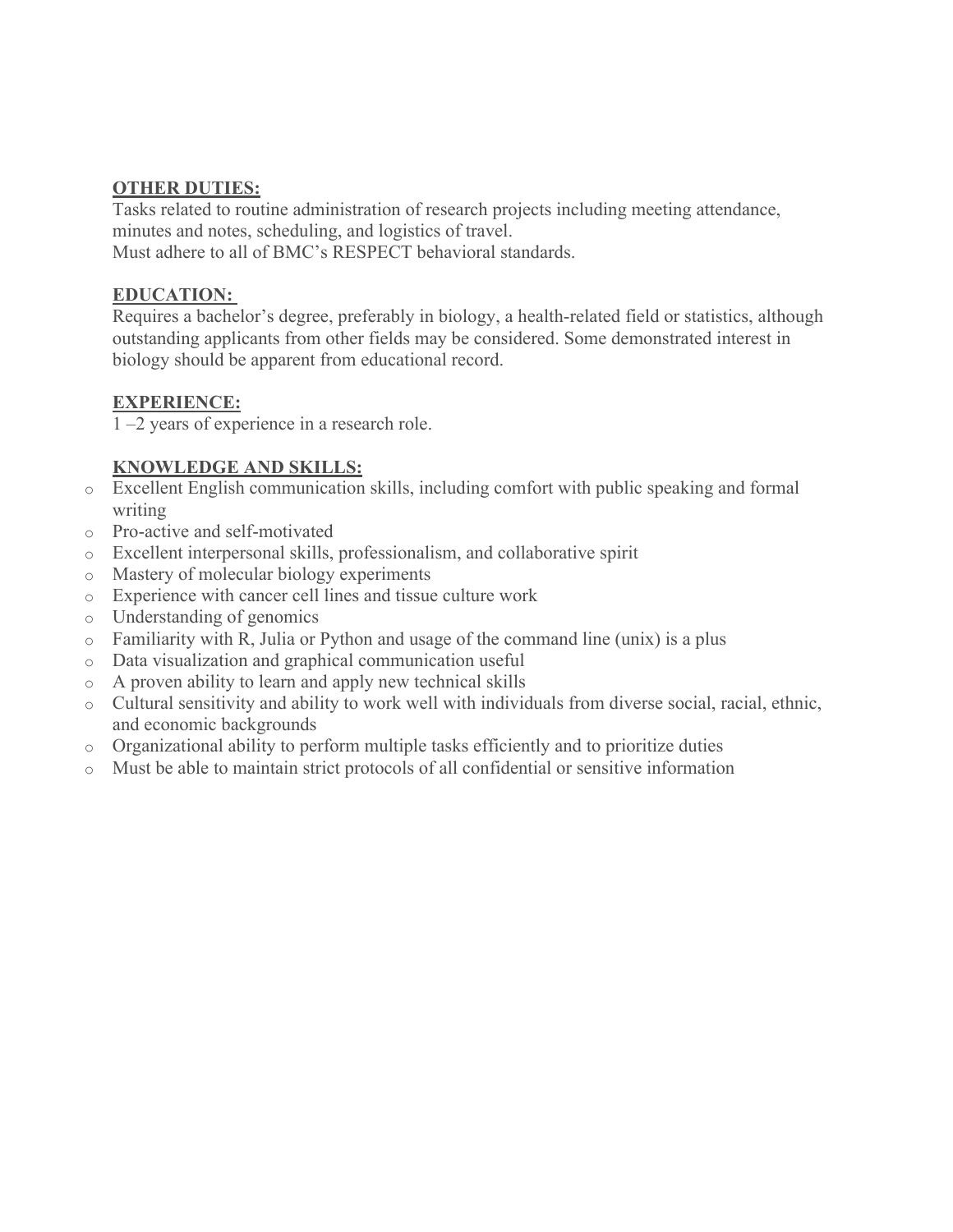## OTHER DUTIES:

Tasks related to routine administration of research projects including meeting attendance, minutes and notes, scheduling, and logistics of travel.
Must adhere to all of BMC's RESPECT behavioral standards.

## EDUCATION:

Requires a bachelor's degree, preferably in biology, a health-related field or statistics, although outstanding applicants from other fields may be considered. Some demonstrated interest in biology should be apparent from educational record.

## EXPERIENCE:

1 –2 years of experience in a research role.

## KNOWLEDGE AND SKILLS:

- Excellent English communication skills, including comfort with public speaking and formal writing
- Pro-active and self-motivated
- Excellent interpersonal skills, professionalism, and collaborative spirit
- Mastery of molecular biology experiments
- Experience with cancer cell lines and tissue culture work
- Understanding of genomics
- Familiarity with R, Julia or Python and usage of the command line (unix) is a plus
- Data visualization and graphical communication useful
- A proven ability to learn and apply new technical skills
- Cultural sensitivity and ability to work well with individuals from diverse social, racial, ethnic, and economic backgrounds
- Organizational ability to perform multiple tasks efficiently and to prioritize duties
- Must be able to maintain strict protocols of all confidential or sensitive information